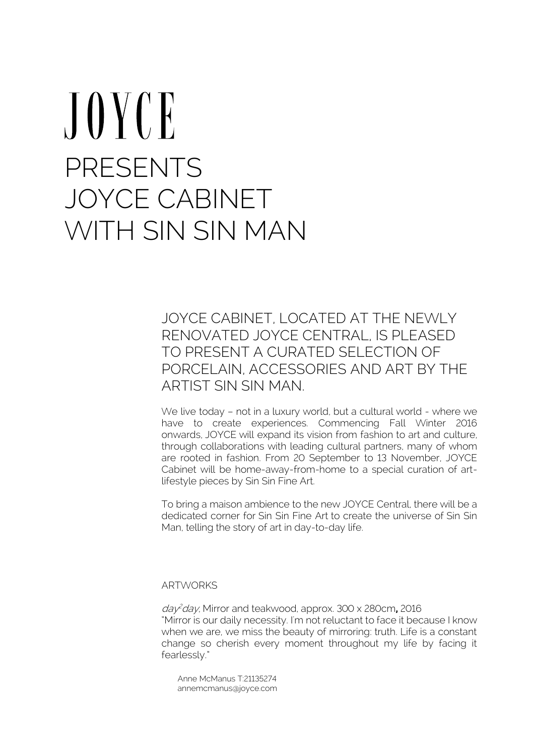# JOYCE

# PRESENTS JOYCE CABINET WITH SIN SIN MAN

## JOYCE CABINET, LOCATED AT THE NEWLY RENOVATED JOYCE CENTRAL, IS PLEASED TO PRESENT A CURATED SELECTION OF PORCELAIN, ACCESSORIES AND ART BY THE ARTIST SIN SIN MAN.

We live today – not in a luxury world, but a cultural world - where we have to create experiences. Commencing Fall Winter 2016 onwards, JOYCE will expand its vision from fashion to art and culture, through collaborations with leading cultural partners, many of whom are rooted in fashion. From 20 September to 13 November, JOYCE Cabinet will be home-away-from-home to a special curation of art-lifestyle pieces by Sin Sin Fine Art.

To bring a maison ambience to the new JOYCE Central, there will be a dedicated corner for Sin Sin Fine Art to create the universe of Sin Sin Man, telling the story of art in day-to-day life.

ARTWORKS

*day$^2$day*, Mirror and teakwood, approx. 300 x 280cm**,** 2016
"Mirror is our daily necessity. I'm not reluctant to face it because I know when we are, we miss the beauty of mirroring: truth. Life is a constant change so cherish every moment throughout my life by facing it fearlessly."

Anne McManus T:21135274
annemcmanus@joyce.com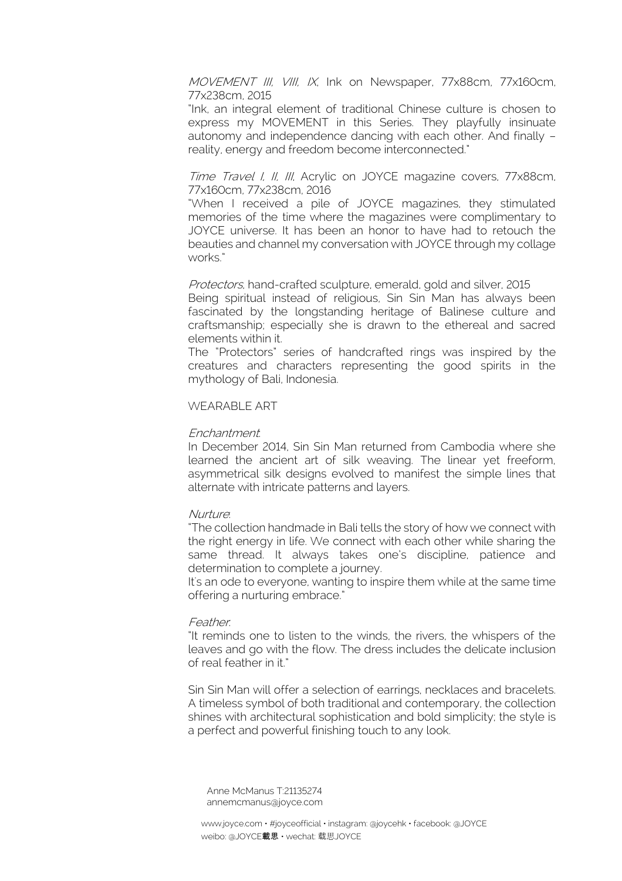*MOVEMENT III, VIII, IX*, Ink on Newspaper, 77x88cm, 77x160cm, 77x238cm, 2015

"Ink, an integral element of traditional Chinese culture is chosen to express my MOVEMENT in this Series. They playfully insinuate autonomy and independence dancing with each other. And finally – reality, energy and freedom become interconnected."

*Time Travel I, II, III*, Acrylic on JOYCE magazine covers, 77x88cm, 77x160cm, 77x238cm, 2016

"When I received a pile of JOYCE magazines, they stimulated memories of the time where the magazines were complimentary to JOYCE universe. It has been an honor to have had to retouch the beauties and channel my conversation with JOYCE through my collage works."

*Protectors*, hand-crafted sculpture, emerald, gold and silver, 2015

Being spiritual instead of religious, Sin Sin Man has always been fascinated by the longstanding heritage of Balinese culture and craftsmanship; especially she is drawn to the ethereal and sacred elements within it.

The "Protectors" series of handcrafted rings was inspired by the creatures and characters representing the good spirits in the mythology of Bali, Indonesia.

WEARABLE ART

*Enchantment*:

In December 2014, Sin Sin Man returned from Cambodia where she learned the ancient art of silk weaving. The linear yet freeform, asymmetrical silk designs evolved to manifest the simple lines that alternate with intricate patterns and layers.

*Nurture*:

"The collection handmade in Bali tells the story of how we connect with the right energy in life. We connect with each other while sharing the same thread. It always takes one's discipline, patience and determination to complete a journey.

It's an ode to everyone, wanting to inspire them while at the same time offering a nurturing embrace."

*Feather*:

"It reminds one to listen to the winds, the rivers, the whispers of the leaves and go with the flow. The dress includes the delicate inclusion of real feather in it."

Sin Sin Man will offer a selection of earrings, necklaces and bracelets. A timeless symbol of both traditional and contemporary, the collection shines with architectural sophistication and bold simplicity; the style is a perfect and powerful finishing touch to any look.

Anne McManus T:21135274
annemcmanus@joyce.com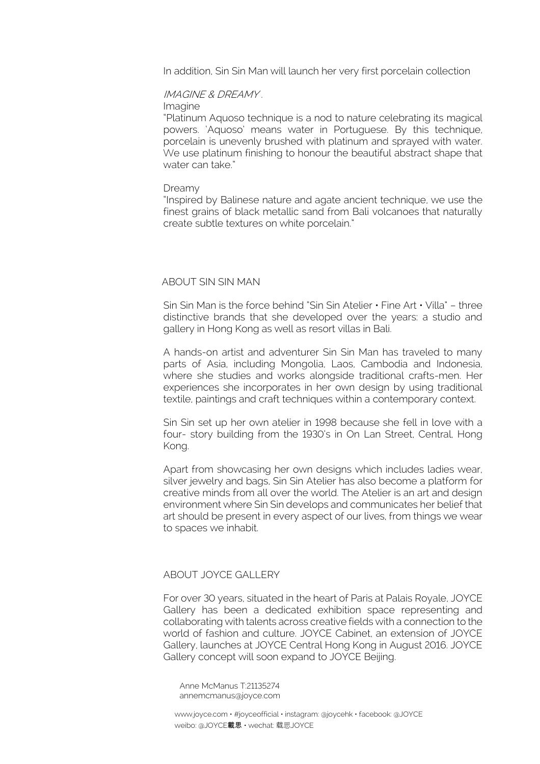In addition, Sin Sin Man will launch her very first porcelain collection

*IMAGINE & DREAMY*.

Imagine

"Platinum Aquoso technique is a nod to nature celebrating its magical powers. 'Aquoso' means water in Portuguese. By this technique, porcelain is unevenly brushed with platinum and sprayed with water. We use platinum finishing to honour the beautiful abstract shape that water can take."

Dreamy

"Inspired by Balinese nature and agate ancient technique, we use the finest grains of black metallic sand from Bali volcanoes that naturally create subtle textures on white porcelain."

## ABOUT SIN SIN MAN

Sin Sin Man is the force behind "Sin Sin Atelier • Fine Art • Villa" – three distinctive brands that she developed over the years: a studio and gallery in Hong Kong as well as resort villas in Bali.

A hands-on artist and adventurer Sin Sin Man has traveled to many parts of Asia, including Mongolia, Laos, Cambodia and Indonesia, where she studies and works alongside traditional crafts-men. Her experiences she incorporates in her own design by using traditional textile, paintings and craft techniques within a contemporary context.

Sin Sin set up her own atelier in 1998 because she fell in love with a four- story building from the 1930's in On Lan Street, Central, Hong Kong.

Apart from showcasing her own designs which includes ladies wear, silver jewelry and bags, Sin Sin Atelier has also become a platform for creative minds from all over the world. The Atelier is an art and design environment where Sin Sin develops and communicates her belief that art should be present in every aspect of our lives, from things we wear to spaces we inhabit.

## ABOUT JOYCE GALLERY

For over 30 years, situated in the heart of Paris at Palais Royale, JOYCE Gallery has been a dedicated exhibition space representing and collaborating with talents across creative fields with a connection to the world of fashion and culture. JOYCE Cabinet, an extension of JOYCE Gallery, launches at JOYCE Central Hong Kong in August 2016. JOYCE Gallery concept will soon expand to JOYCE Beijing.

Anne McManus T:21135274
annemcmanus@joyce.com

www.joyce.com • #joyceofficial • instagram: @joycehk • facebook: @JOYCE
weibo: @JOYCE**載思** • wechat: 载思JOYCE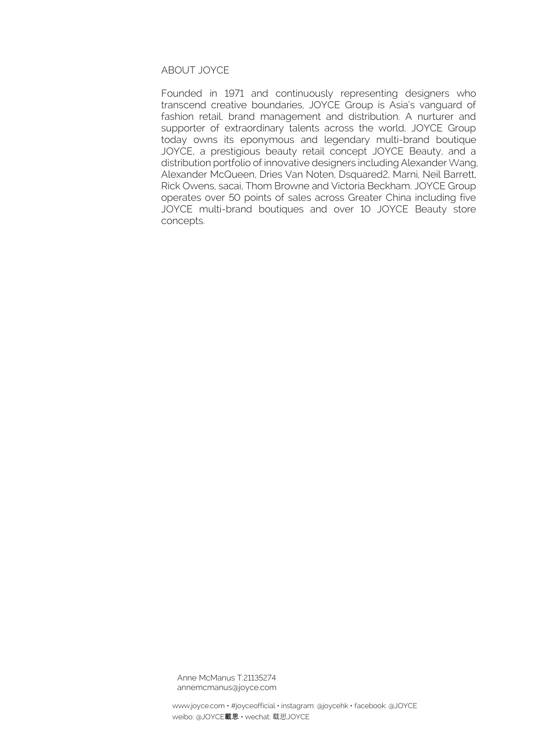## ABOUT JOYCE

Founded in 1971 and continuously representing designers who transcend creative boundaries, JOYCE Group is Asia's vanguard of fashion retail, brand management and distribution. A nurturer and supporter of extraordinary talents across the world, JOYCE Group today owns its eponymous and legendary multi-brand boutique JOYCE, a prestigious beauty retail concept JOYCE Beauty, and a distribution portfolio of innovative designers including Alexander Wang, Alexander McQueen, Dries Van Noten, Dsquared2, Marni, Neil Barrett, Rick Owens, sacai, Thom Browne and Victoria Beckham. JOYCE Group operates over 50 points of sales across Greater China including five JOYCE multi-brand boutiques and over 10 JOYCE Beauty store concepts.

Anne McManus T:21135274
annemcmanus@joyce.com

www.joyce.com • #joyceofficial • instagram: @joycehk • facebook: @JOYCE
weibo: @JOYCE載思 • wechat: 载思JOYCE